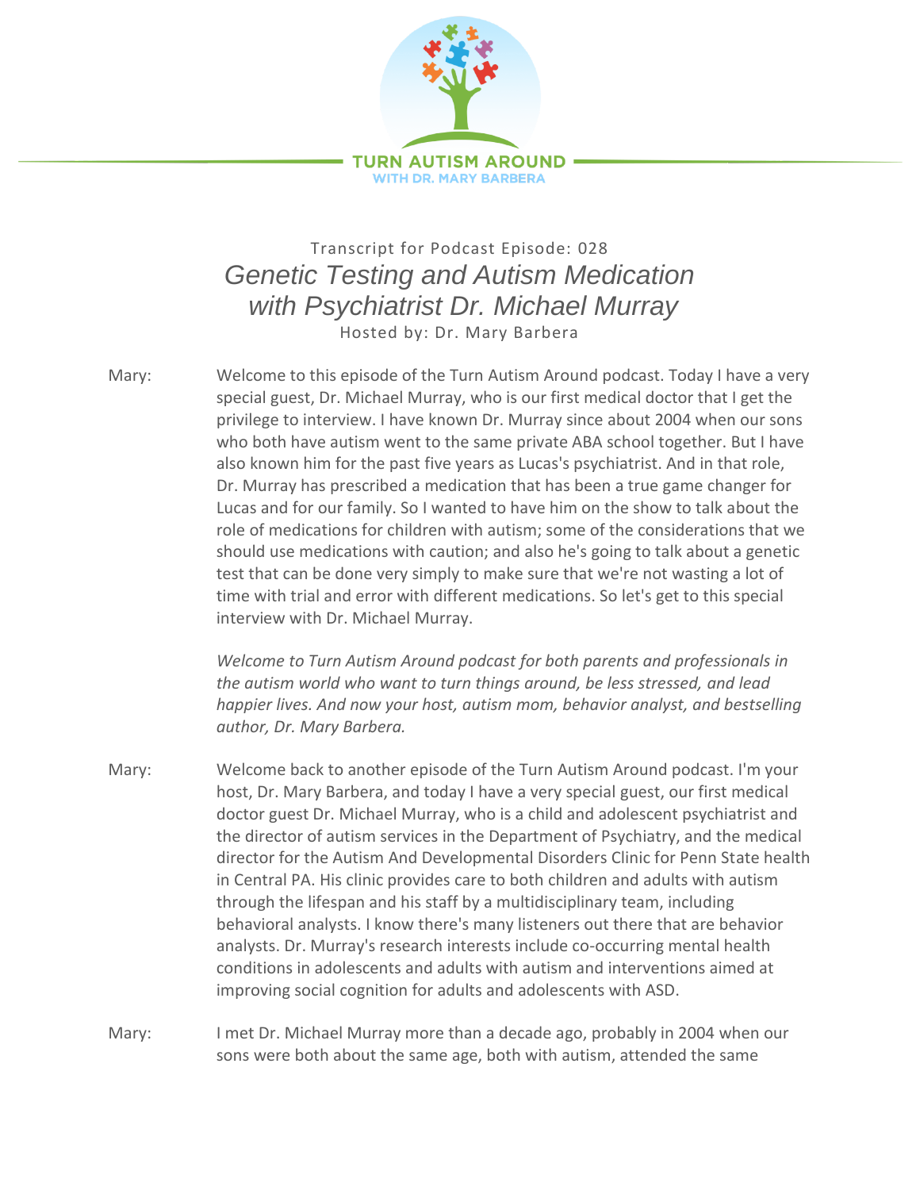Transcript for Podcast Episode: 028

# *Genetic Testing and Autism Medication with Psychiatrist Dr. Michael Murray*

Hosted by: Dr. Mary Barbera

Mary: Welcome to this episode of the Turn Autism Around podcast. Today I have a very special guest, Dr. Michael Murray, who is our first medical doctor that I get the privilege to interview. I have known Dr. Murray since about 2004 when our sons who both have autism went to the same private ABA school together. But I have also known him for the past five years as Lucas's psychiatrist. And in that role, Dr. Murray has prescribed a medication that has been a true game changer for Lucas and for our family. So I wanted to have him on the show to talk about the role of medications for children with autism; some of the considerations that we should use medications with caution; and also he's going to talk about a genetic test that can be done very simply to make sure that we're not wasting a lot of time with trial and error with different medications. So let's get to this special interview with Dr. Michael Murray.

*Welcome to Turn Autism Around podcast for both parents and professionals in the autism world who want to turn things around, be less stressed, and lead happier lives. And now your host, autism mom, behavior analyst, and bestselling author, Dr. Mary Barbera.*

Mary: Welcome back to another episode of the Turn Autism Around podcast. I'm your host, Dr. Mary Barbera, and today I have a very special guest, our first medical doctor guest Dr. Michael Murray, who is a child and adolescent psychiatrist and the director of autism services in the Department of Psychiatry, and the medical director for the Autism And Developmental Disorders Clinic for Penn State health in Central PA. His clinic provides care to both children and adults with autism through the lifespan and his staff by a multidisciplinary team, including behavioral analysts. I know there's many listeners out there that are behavior analysts. Dr. Murray's research interests include co-occurring mental health conditions in adolescents and adults with autism and interventions aimed at improving social cognition for adults and adolescents with ASD.

Mary: I met Dr. Michael Murray more than a decade ago, probably in 2004 when our sons were both about the same age, both with autism, attended the same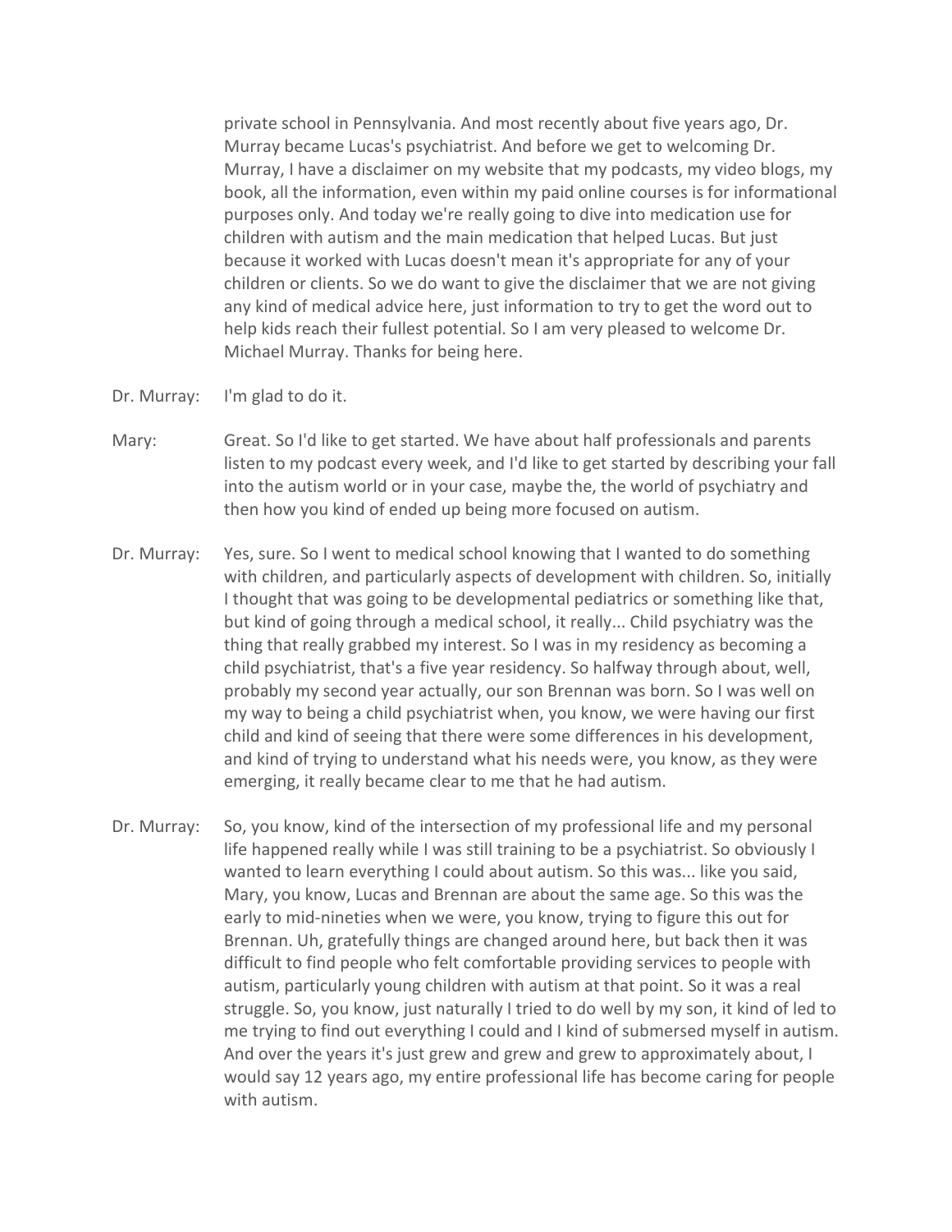private school in Pennsylvania. And most recently about five years ago, Dr. Murray became Lucas's psychiatrist. And before we get to welcoming Dr. Murray, I have a disclaimer on my website that my podcasts, my video blogs, my book, all the information, even within my paid online courses is for informational purposes only. And today we're really going to dive into medication use for children with autism and the main medication that helped Lucas. But just because it worked with Lucas doesn't mean it's appropriate for any of your children or clients. So we do want to give the disclaimer that we are not giving any kind of medical advice here, just information to try to get the word out to help kids reach their fullest potential. So I am very pleased to welcome Dr. Michael Murray. Thanks for being here.

Dr. Murray: I'm glad to do it.

Mary: Great. So I'd like to get started. We have about half professionals and parents listen to my podcast every week, and I'd like to get started by describing your fall into the autism world or in your case, maybe the, the world of psychiatry and then how you kind of ended up being more focused on autism.

Dr. Murray: Yes, sure. So I went to medical school knowing that I wanted to do something with children, and particularly aspects of development with children. So, initially I thought that was going to be developmental pediatrics or something like that, but kind of going through a medical school, it really... Child psychiatry was the thing that really grabbed my interest. So I was in my residency as becoming a child psychiatrist, that's a five year residency. So halfway through about, well, probably my second year actually, our son Brennan was born. So I was well on my way to being a child psychiatrist when, you know, we were having our first child and kind of seeing that there were some differences in his development, and kind of trying to understand what his needs were, you know, as they were emerging, it really became clear to me that he had autism.

Dr. Murray: So, you know, kind of the intersection of my professional life and my personal life happened really while I was still training to be a psychiatrist. So obviously I wanted to learn everything I could about autism. So this was... like you said, Mary, you know, Lucas and Brennan are about the same age. So this was the early to mid-nineties when we were, you know, trying to figure this out for Brennan. Uh, gratefully things are changed around here, but back then it was difficult to find people who felt comfortable providing services to people with autism, particularly young children with autism at that point. So it was a real struggle. So, you know, just naturally I tried to do well by my son, it kind of led to me trying to find out everything I could and I kind of submersed myself in autism. And over the years it's just grew and grew and grew to approximately about, I would say 12 years ago, my entire professional life has become caring for people with autism.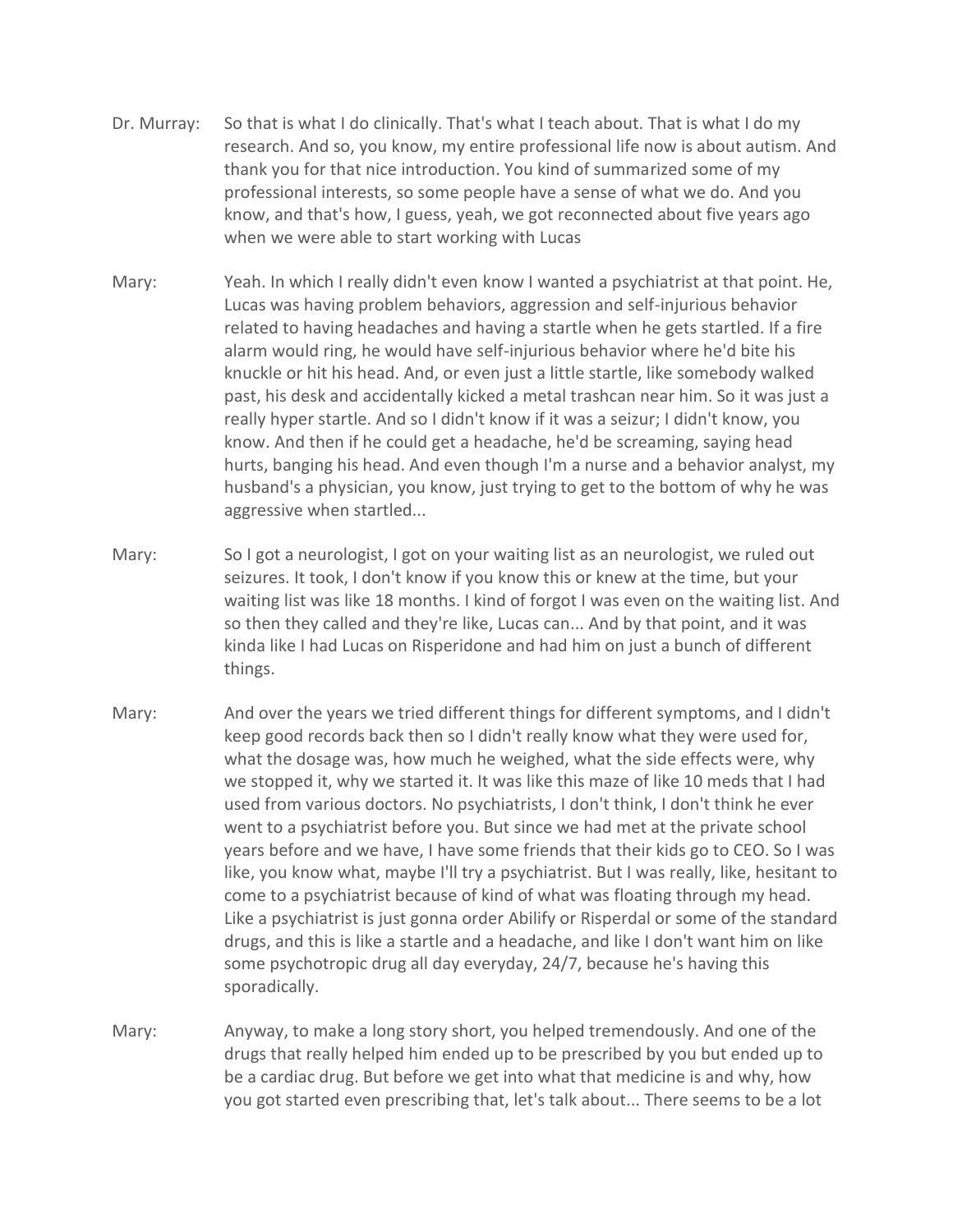Dr. Murray: So that is what I do clinically. That's what I teach about. That is what I do my research. And so, you know, my entire professional life now is about autism. And thank you for that nice introduction. You kind of summarized some of my professional interests, so some people have a sense of what we do. And you know, and that's how, I guess, yeah, we got reconnected about five years ago when we were able to start working with Lucas

Mary: Yeah. In which I really didn't even know I wanted a psychiatrist at that point. He, Lucas was having problem behaviors, aggression and self-injurious behavior related to having headaches and having a startle when he gets startled. If a fire alarm would ring, he would have self-injurious behavior where he'd bite his knuckle or hit his head. And, or even just a little startle, like somebody walked past, his desk and accidentally kicked a metal trashcan near him. So it was just a really hyper startle. And so I didn't know if it was a seizur; I didn't know, you know. And then if he could get a headache, he'd be screaming, saying head hurts, banging his head. And even though I'm a nurse and a behavior analyst, my husband's a physician, you know, just trying to get to the bottom of why he was aggressive when startled...

Mary: So I got a neurologist, I got on your waiting list as an neurologist, we ruled out seizures. It took, I don't know if you know this or knew at the time, but your waiting list was like 18 months. I kind of forgot I was even on the waiting list. And so then they called and they're like, Lucas can... And by that point, and it was kinda like I had Lucas on Risperidone and had him on just a bunch of different things.

Mary: And over the years we tried different things for different symptoms, and I didn't keep good records back then so I didn't really know what they were used for, what the dosage was, how much he weighed, what the side effects were, why we stopped it, why we started it. It was like this maze of like 10 meds that I had used from various doctors. No psychiatrists, I don't think, I don't think he ever went to a psychiatrist before you. But since we had met at the private school years before and we have, I have some friends that their kids go to CEO. So I was like, you know what, maybe I'll try a psychiatrist. But I was really, like, hesitant to come to a psychiatrist because of kind of what was floating through my head. Like a psychiatrist is just gonna order Abilify or Risperdal or some of the standard drugs, and this is like a startle and a headache, and like I don't want him on like some psychotropic drug all day everyday, 24/7, because he's having this sporadically.

Mary: Anyway, to make a long story short, you helped tremendously. And one of the drugs that really helped him ended up to be prescribed by you but ended up to be a cardiac drug. But before we get into what that medicine is and why, how you got started even prescribing that, let's talk about... There seems to be a lot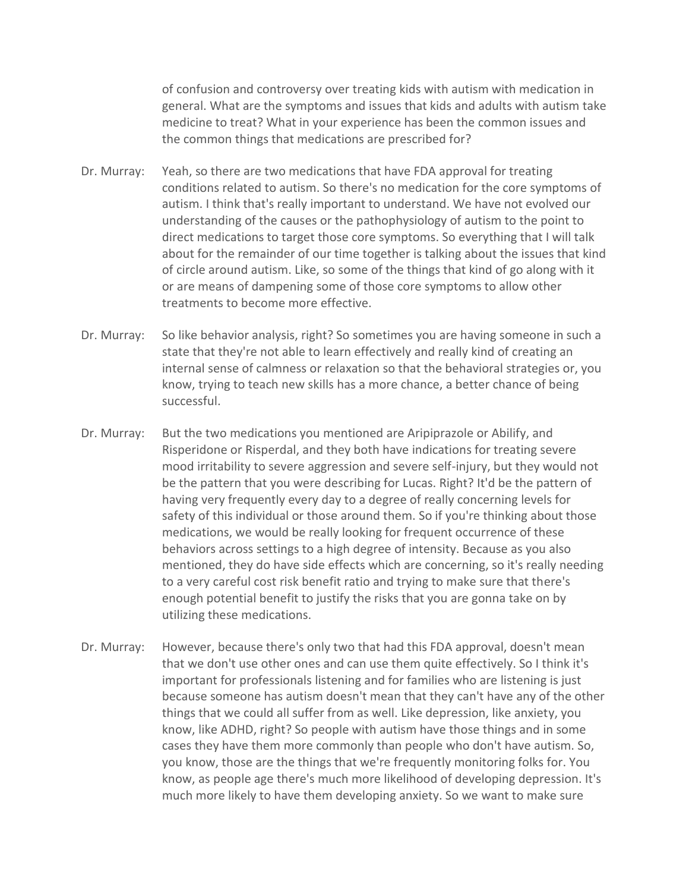of confusion and controversy over treating kids with autism with medication in general. What are the symptoms and issues that kids and adults with autism take medicine to treat? What in your experience has been the common issues and the common things that medications are prescribed for?

Dr. Murray: Yeah, so there are two medications that have FDA approval for treating conditions related to autism. So there's no medication for the core symptoms of autism. I think that's really important to understand. We have not evolved our understanding of the causes or the pathophysiology of autism to the point to direct medications to target those core symptoms. So everything that I will talk about for the remainder of our time together is talking about the issues that kind of circle around autism. Like, so some of the things that kind of go along with it or are means of dampening some of those core symptoms to allow other treatments to become more effective.

Dr. Murray: So like behavior analysis, right? So sometimes you are having someone in such a state that they're not able to learn effectively and really kind of creating an internal sense of calmness or relaxation so that the behavioral strategies or, you know, trying to teach new skills has a more chance, a better chance of being successful.

Dr. Murray: But the two medications you mentioned are Aripiprazole or Abilify, and Risperidone or Risperdal, and they both have indications for treating severe mood irritability to severe aggression and severe self-injury, but they would not be the pattern that you were describing for Lucas. Right? It'd be the pattern of having very frequently every day to a degree of really concerning levels for safety of this individual or those around them. So if you're thinking about those medications, we would be really looking for frequent occurrence of these behaviors across settings to a high degree of intensity. Because as you also mentioned, they do have side effects which are concerning, so it's really needing to a very careful cost risk benefit ratio and trying to make sure that there's enough potential benefit to justify the risks that you are gonna take on by utilizing these medications.

Dr. Murray: However, because there's only two that had this FDA approval, doesn't mean that we don't use other ones and can use them quite effectively. So I think it's important for professionals listening and for families who are listening is just because someone has autism doesn't mean that they can't have any of the other things that we could all suffer from as well. Like depression, like anxiety, you know, like ADHD, right? So people with autism have those things and in some cases they have them more commonly than people who don't have autism. So, you know, those are the things that we're frequently monitoring folks for. You know, as people age there's much more likelihood of developing depression. It's much more likely to have them developing anxiety. So we want to make sure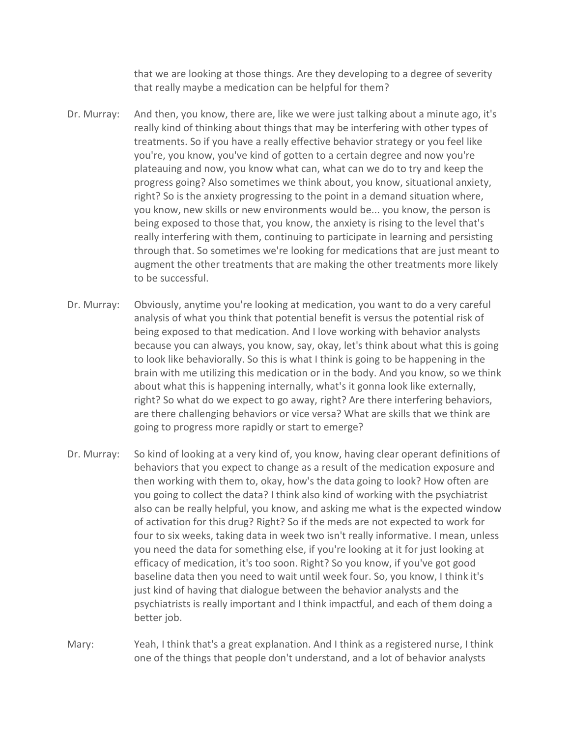that we are looking at those things. Are they developing to a degree of severity that really maybe a medication can be helpful for them?

Dr. Murray: And then, you know, there are, like we were just talking about a minute ago, it's really kind of thinking about things that may be interfering with other types of treatments. So if you have a really effective behavior strategy or you feel like you're, you know, you've kind of gotten to a certain degree and now you're plateauing and now, you know what can, what can we do to try and keep the progress going? Also sometimes we think about, you know, situational anxiety, right? So is the anxiety progressing to the point in a demand situation where, you know, new skills or new environments would be... you know, the person is being exposed to those that, you know, the anxiety is rising to the level that's really interfering with them, continuing to participate in learning and persisting through that. So sometimes we're looking for medications that are just meant to augment the other treatments that are making the other treatments more likely to be successful.

Dr. Murray: Obviously, anytime you're looking at medication, you want to do a very careful analysis of what you think that potential benefit is versus the potential risk of being exposed to that medication. And I love working with behavior analysts because you can always, you know, say, okay, let's think about what this is going to look like behaviorally. So this is what I think is going to be happening in the brain with me utilizing this medication or in the body. And you know, so we think about what this is happening internally, what's it gonna look like externally, right? So what do we expect to go away, right? Are there interfering behaviors, are there challenging behaviors or vice versa? What are skills that we think are going to progress more rapidly or start to emerge?

Dr. Murray: So kind of looking at a very kind of, you know, having clear operant definitions of behaviors that you expect to change as a result of the medication exposure and then working with them to, okay, how's the data going to look? How often are you going to collect the data? I think also kind of working with the psychiatrist also can be really helpful, you know, and asking me what is the expected window of activation for this drug? Right? So if the meds are not expected to work for four to six weeks, taking data in week two isn't really informative. I mean, unless you need the data for something else, if you're looking at it for just looking at efficacy of medication, it's too soon. Right? So you know, if you've got good baseline data then you need to wait until week four. So, you know, I think it's just kind of having that dialogue between the behavior analysts and the psychiatrists is really important and I think impactful, and each of them doing a better job.

Mary: Yeah, I think that's a great explanation. And I think as a registered nurse, I think one of the things that people don't understand, and a lot of behavior analysts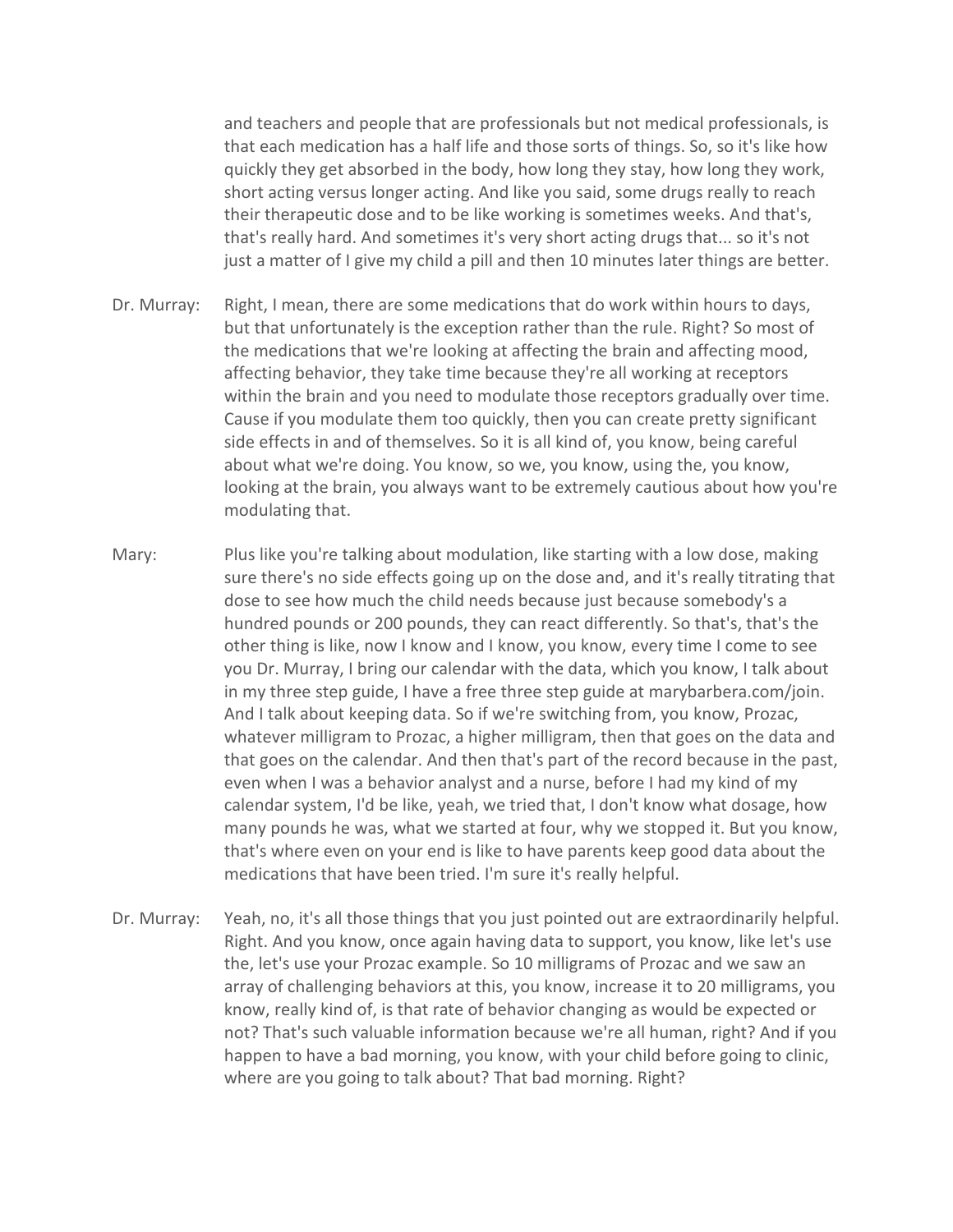and teachers and people that are professionals but not medical professionals, is that each medication has a half life and those sorts of things. So, so it's like how quickly they get absorbed in the body, how long they stay, how long they work, short acting versus longer acting. And like you said, some drugs really to reach their therapeutic dose and to be like working is sometimes weeks. And that's, that's really hard. And sometimes it's very short acting drugs that... so it's not just a matter of I give my child a pill and then 10 minutes later things are better.

Dr. Murray: Right, I mean, there are some medications that do work within hours to days, but that unfortunately is the exception rather than the rule. Right? So most of the medications that we're looking at affecting the brain and affecting mood, affecting behavior, they take time because they're all working at receptors within the brain and you need to modulate those receptors gradually over time. Cause if you modulate them too quickly, then you can create pretty significant side effects in and of themselves. So it is all kind of, you know, being careful about what we're doing. You know, so we, you know, using the, you know, looking at the brain, you always want to be extremely cautious about how you're modulating that.

Mary: Plus like you're talking about modulation, like starting with a low dose, making sure there's no side effects going up on the dose and, and it's really titrating that dose to see how much the child needs because just because somebody's a hundred pounds or 200 pounds, they can react differently. So that's, that's the other thing is like, now I know and I know, you know, every time I come to see you Dr. Murray, I bring our calendar with the data, which you know, I talk about in my three step guide, I have a free three step guide at marybarbera.com/join. And I talk about keeping data. So if we're switching from, you know, Prozac, whatever milligram to Prozac, a higher milligram, then that goes on the data and that goes on the calendar. And then that's part of the record because in the past, even when I was a behavior analyst and a nurse, before I had my kind of my calendar system, I'd be like, yeah, we tried that, I don't know what dosage, how many pounds he was, what we started at four, why we stopped it. But you know, that's where even on your end is like to have parents keep good data about the medications that have been tried. I'm sure it's really helpful.

Dr. Murray: Yeah, no, it's all those things that you just pointed out are extraordinarily helpful. Right. And you know, once again having data to support, you know, like let's use the, let's use your Prozac example. So 10 milligrams of Prozac and we saw an array of challenging behaviors at this, you know, increase it to 20 milligrams, you know, really kind of, is that rate of behavior changing as would be expected or not? That's such valuable information because we're all human, right? And if you happen to have a bad morning, you know, with your child before going to clinic, where are you going to talk about? That bad morning. Right?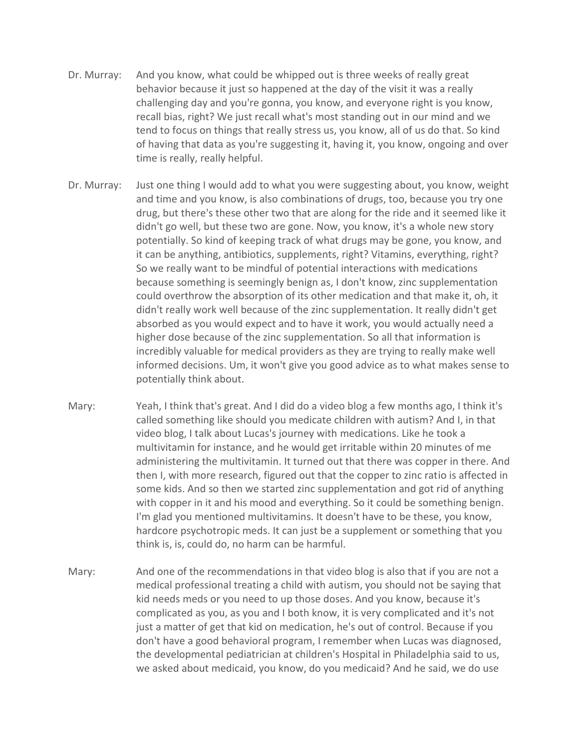Dr. Murray: And you know, what could be whipped out is three weeks of really great behavior because it just so happened at the day of the visit it was a really challenging day and you're gonna, you know, and everyone right is you know, recall bias, right? We just recall what's most standing out in our mind and we tend to focus on things that really stress us, you know, all of us do that. So kind of having that data as you're suggesting it, having it, you know, ongoing and over time is really, really helpful.

Dr. Murray: Just one thing I would add to what you were suggesting about, you know, weight and time and you know, is also combinations of drugs, too, because you try one drug, but there's these other two that are along for the ride and it seemed like it didn't go well, but these two are gone. Now, you know, it's a whole new story potentially. So kind of keeping track of what drugs may be gone, you know, and it can be anything, antibiotics, supplements, right? Vitamins, everything, right? So we really want to be mindful of potential interactions with medications because something is seemingly benign as, I don't know, zinc supplementation could overthrow the absorption of its other medication and that make it, oh, it didn't really work well because of the zinc supplementation. It really didn't get absorbed as you would expect and to have it work, you would actually need a higher dose because of the zinc supplementation. So all that information is incredibly valuable for medical providers as they are trying to really make well informed decisions. Um, it won't give you good advice as to what makes sense to potentially think about.

Mary: Yeah, I think that's great. And I did do a video blog a few months ago, I think it's called something like should you medicate children with autism? And I, in that video blog, I talk about Lucas's journey with medications. Like he took a multivitamin for instance, and he would get irritable within 20 minutes of me administering the multivitamin. It turned out that there was copper in there. And then I, with more research, figured out that the copper to zinc ratio is affected in some kids. And so then we started zinc supplementation and got rid of anything with copper in it and his mood and everything. So it could be something benign. I'm glad you mentioned multivitamins. It doesn't have to be these, you know, hardcore psychotropic meds. It can just be a supplement or something that you think is, is, could do, no harm can be harmful.

Mary: And one of the recommendations in that video blog is also that if you are not a medical professional treating a child with autism, you should not be saying that kid needs meds or you need to up those doses. And you know, because it's complicated as you, as you and I both know, it is very complicated and it's not just a matter of get that kid on medication, he's out of control. Because if you don't have a good behavioral program, I remember when Lucas was diagnosed, the developmental pediatrician at children's Hospital in Philadelphia said to us, we asked about medicaid, you know, do you medicaid? And he said, we do use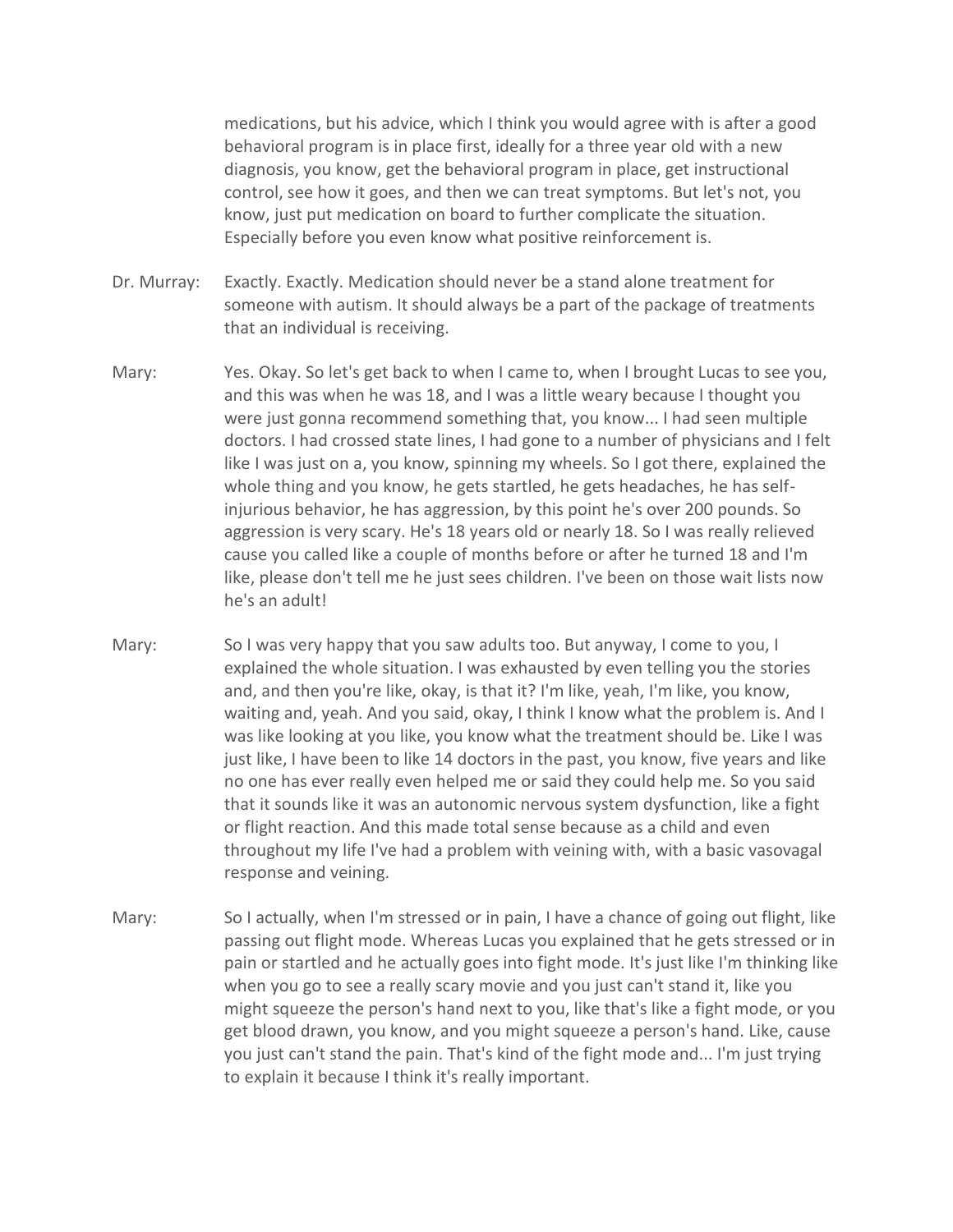medications, but his advice, which I think you would agree with is after a good behavioral program is in place first, ideally for a three year old with a new diagnosis, you know, get the behavioral program in place, get instructional control, see how it goes, and then we can treat symptoms. But let's not, you know, just put medication on board to further complicate the situation. Especially before you even know what positive reinforcement is.

Dr. Murray: Exactly. Exactly. Medication should never be a stand alone treatment for someone with autism. It should always be a part of the package of treatments that an individual is receiving.

Mary: Yes. Okay. So let's get back to when I came to, when I brought Lucas to see you, and this was when he was 18, and I was a little weary because I thought you were just gonna recommend something that, you know... I had seen multiple doctors. I had crossed state lines, I had gone to a number of physicians and I felt like I was just on a, you know, spinning my wheels. So I got there, explained the whole thing and you know, he gets startled, he gets headaches, he has self-injurious behavior, he has aggression, by this point he's over 200 pounds. So aggression is very scary. He's 18 years old or nearly 18. So I was really relieved cause you called like a couple of months before or after he turned 18 and I'm like, please don't tell me he just sees children. I've been on those wait lists now he's an adult!

Mary: So I was very happy that you saw adults too. But anyway, I come to you, I explained the whole situation. I was exhausted by even telling you the stories and, and then you're like, okay, is that it? I'm like, yeah, I'm like, you know, waiting and, yeah. And you said, okay, I think I know what the problem is. And I was like looking at you like, you know what the treatment should be. Like I was just like, I have been to like 14 doctors in the past, you know, five years and like no one has ever really even helped me or said they could help me. So you said that it sounds like it was an autonomic nervous system dysfunction, like a fight or flight reaction. And this made total sense because as a child and even throughout my life I've had a problem with veining with, with a basic vasovagal response and veining.

Mary: So I actually, when I'm stressed or in pain, I have a chance of going out flight, like passing out flight mode. Whereas Lucas you explained that he gets stressed or in pain or startled and he actually goes into fight mode. It's just like I'm thinking like when you go to see a really scary movie and you just can't stand it, like you might squeeze the person's hand next to you, like that's like a fight mode, or you get blood drawn, you know, and you might squeeze a person's hand. Like, cause you just can't stand the pain. That's kind of the fight mode and... I'm just trying to explain it because I think it's really important.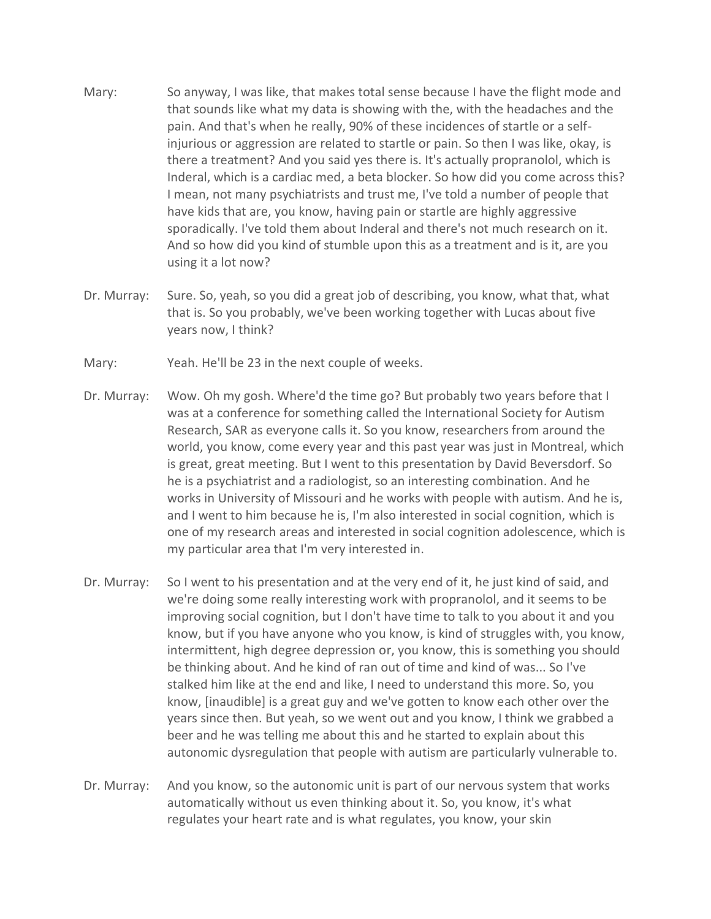Mary: So anyway, I was like, that makes total sense because I have the flight mode and that sounds like what my data is showing with the, with the headaches and the pain. And that's when he really, 90% of these incidences of startle or a self-injurious or aggression are related to startle or pain. So then I was like, okay, is there a treatment? And you said yes there is. It's actually propranolol, which is Inderal, which is a cardiac med, a beta blocker. So how did you come across this? I mean, not many psychiatrists and trust me, I've told a number of people that have kids that are, you know, having pain or startle are highly aggressive sporadically. I've told them about Inderal and there's not much research on it. And so how did you kind of stumble upon this as a treatment and is it, are you using it a lot now?

Dr. Murray: Sure. So, yeah, so you did a great job of describing, you know, what that, what that is. So you probably, we've been working together with Lucas about five years now, I think?

Mary: Yeah. He'll be 23 in the next couple of weeks.

Dr. Murray: Wow. Oh my gosh. Where'd the time go? But probably two years before that I was at a conference for something called the International Society for Autism Research, SAR as everyone calls it. So you know, researchers from around the world, you know, come every year and this past year was just in Montreal, which is great, great meeting. But I went to this presentation by David Beversdorf. So he is a psychiatrist and a radiologist, so an interesting combination. And he works in University of Missouri and he works with people with autism. And he is, and I went to him because he is, I'm also interested in social cognition, which is one of my research areas and interested in social cognition adolescence, which is my particular area that I'm very interested in.

Dr. Murray: So I went to his presentation and at the very end of it, he just kind of said, and we're doing some really interesting work with propranolol, and it seems to be improving social cognition, but I don't have time to talk to you about it and you know, but if you have anyone who you know, is kind of struggles with, you know, intermittent, high degree depression or, you know, this is something you should be thinking about. And he kind of ran out of time and kind of was... So I've stalked him like at the end and like, I need to understand this more. So, you know, [inaudible] is a great guy and we've gotten to know each other over the years since then. But yeah, so we went out and you know, I think we grabbed a beer and he was telling me about this and he started to explain about this autonomic dysregulation that people with autism are particularly vulnerable to.

Dr. Murray: And you know, so the autonomic unit is part of our nervous system that works automatically without us even thinking about it. So, you know, it's what regulates your heart rate and is what regulates, you know, your skin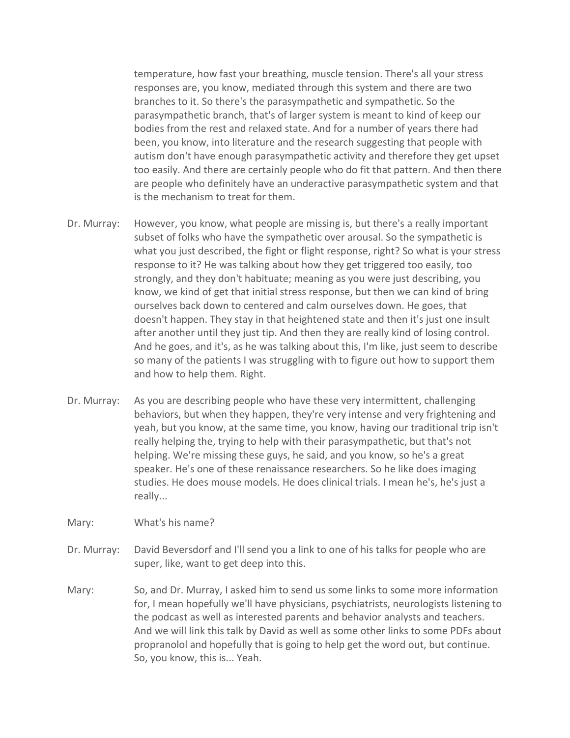temperature, how fast your breathing, muscle tension. There's all your stress responses are, you know, mediated through this system and there are two branches to it. So there's the parasympathetic and sympathetic. So the parasympathetic branch, that's of larger system is meant to kind of keep our bodies from the rest and relaxed state. And for a number of years there had been, you know, into literature and the research suggesting that people with autism don't have enough parasympathetic activity and therefore they get upset too easily. And there are certainly people who do fit that pattern. And then there are people who definitely have an underactive parasympathetic system and that is the mechanism to treat for them.

**Dr. Murray:** However, you know, what people are missing is, but there's a really important subset of folks who have the sympathetic over arousal. So the sympathetic is what you just described, the fight or flight response, right? So what is your stress response to it? He was talking about how they get triggered too easily, too strongly, and they don't habituate; meaning as you were just describing, you know, we kind of get that initial stress response, but then we can kind of bring ourselves back down to centered and calm ourselves down. He goes, that doesn't happen. They stay in that heightened state and then it's just one insult after another until they just tip. And then they are really kind of losing control. And he goes, and it's, as he was talking about this, I'm like, just seem to describe so many of the patients I was struggling with to figure out how to support them and how to help them. Right.

**Dr. Murray:** As you are describing people who have these very intermittent, challenging behaviors, but when they happen, they're very intense and very frightening and yeah, but you know, at the same time, you know, having our traditional trip isn't really helping the, trying to help with their parasympathetic, but that's not helping. We're missing these guys, he said, and you know, so he's a great speaker. He's one of these renaissance researchers. So he like does imaging studies. He does mouse models. He does clinical trials. I mean he's, he's just a really...

**Mary:** What's his name?

**Dr. Murray:** David Beversdorf and I'll send you a link to one of his talks for people who are super, like, want to get deep into this.

**Mary:** So, and Dr. Murray, I asked him to send us some links to some more information for, I mean hopefully we'll have physicians, psychiatrists, neurologists listening to the podcast as well as interested parents and behavior analysts and teachers. And we will link this talk by David as well as some other links to some PDFs about propranolol and hopefully that is going to help get the word out, but continue. So, you know, this is... Yeah.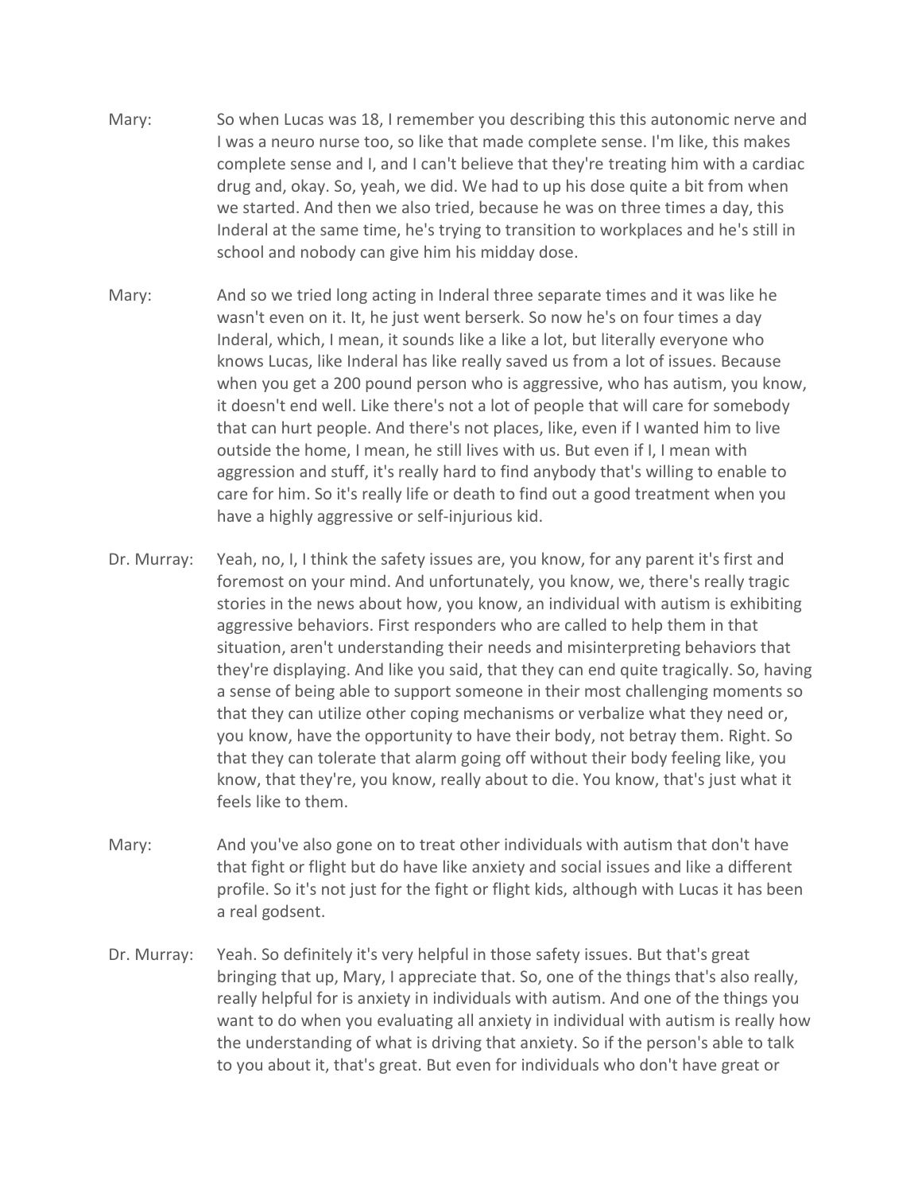**Mary:** So when Lucas was 18, I remember you describing this this autonomic nerve and I was a neuro nurse too, so like that made complete sense. I'm like, this makes complete sense and I, and I can't believe that they're treating him with a cardiac drug and, okay. So, yeah, we did. We had to up his dose quite a bit from when we started. And then we also tried, because he was on three times a day, this Inderal at the same time, he's trying to transition to workplaces and he's still in school and nobody can give him his midday dose.

**Mary:** And so we tried long acting in Inderal three separate times and it was like he wasn't even on it. It, he just went berserk. So now he's on four times a day Inderal, which, I mean, it sounds like a like a lot, but literally everyone who knows Lucas, like Inderal has like really saved us from a lot of issues. Because when you get a 200 pound person who is aggressive, who has autism, you know, it doesn't end well. Like there's not a lot of people that will care for somebody that can hurt people. And there's not places, like, even if I wanted him to live outside the home, I mean, he still lives with us. But even if I, I mean with aggression and stuff, it's really hard to find anybody that's willing to enable to care for him. So it's really life or death to find out a good treatment when you have a highly aggressive or self-injurious kid.

**Dr. Murray:** Yeah, no, I, I think the safety issues are, you know, for any parent it's first and foremost on your mind. And unfortunately, you know, we, there's really tragic stories in the news about how, you know, an individual with autism is exhibiting aggressive behaviors. First responders who are called to help them in that situation, aren't understanding their needs and misinterpreting behaviors that they're displaying. And like you said, that they can end quite tragically. So, having a sense of being able to support someone in their most challenging moments so that they can utilize other coping mechanisms or verbalize what they need or, you know, have the opportunity to have their body, not betray them. Right. So that they can tolerate that alarm going off without their body feeling like, you know, that they're, you know, really about to die. You know, that's just what it feels like to them.

**Mary:** And you've also gone on to treat other individuals with autism that don't have that fight or flight but do have like anxiety and social issues and like a different profile. So it's not just for the fight or flight kids, although with Lucas it has been a real godsent.

**Dr. Murray:** Yeah. So definitely it's very helpful in those safety issues. But that's great bringing that up, Mary, I appreciate that. So, one of the things that's also really, really helpful for is anxiety in individuals with autism. And one of the things you want to do when you evaluating all anxiety in individual with autism is really how the understanding of what is driving that anxiety. So if the person's able to talk to you about it, that's great. But even for individuals who don't have great or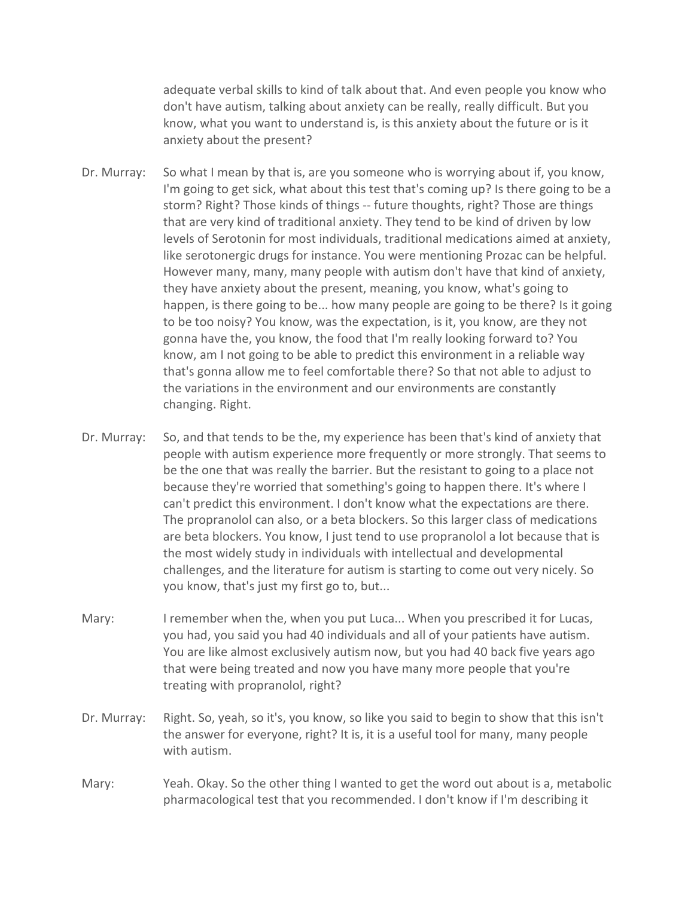adequate verbal skills to kind of talk about that. And even people you know who don't have autism, talking about anxiety can be really, really difficult. But you know, what you want to understand is, is this anxiety about the future or is it anxiety about the present?

**Dr. Murray:** So what I mean by that is, are you someone who is worrying about if, you know, I'm going to get sick, what about this test that's coming up? Is there going to be a storm? Right? Those kinds of things -- future thoughts, right? Those are things that are very kind of traditional anxiety. They tend to be kind of driven by low levels of Serotonin for most individuals, traditional medications aimed at anxiety, like serotonergic drugs for instance. You were mentioning Prozac can be helpful. However many, many, many people with autism don't have that kind of anxiety, they have anxiety about the present, meaning, you know, what's going to happen, is there going to be... how many people are going to be there? Is it going to be too noisy? You know, was the expectation, is it, you know, are they not gonna have the, you know, the food that I'm really looking forward to? You know, am I not going to be able to predict this environment in a reliable way that's gonna allow me to feel comfortable there? So that not able to adjust to the variations in the environment and our environments are constantly changing. Right.

**Dr. Murray:** So, and that tends to be the, my experience has been that's kind of anxiety that people with autism experience more frequently or more strongly. That seems to be the one that was really the barrier. But the resistant to going to a place not because they're worried that something's going to happen there. It's where I can't predict this environment. I don't know what the expectations are there. The propranolol can also, or a beta blockers. So this larger class of medications are beta blockers. You know, I just tend to use propranolol a lot because that is the most widely study in individuals with intellectual and developmental challenges, and the literature for autism is starting to come out very nicely. So you know, that's just my first go to, but...

**Mary:** I remember when the, when you put Luca... When you prescribed it for Lucas, you had, you said you had 40 individuals and all of your patients have autism. You are like almost exclusively autism now, but you had 40 back five years ago that were being treated and now you have many more people that you're treating with propranolol, right?

**Dr. Murray:** Right. So, yeah, so it's, you know, so like you said to begin to show that this isn't the answer for everyone, right? It is, it is a useful tool for many, many people with autism.

**Mary:** Yeah. Okay. So the other thing I wanted to get the word out about is a, metabolic pharmacological test that you recommended. I don't know if I'm describing it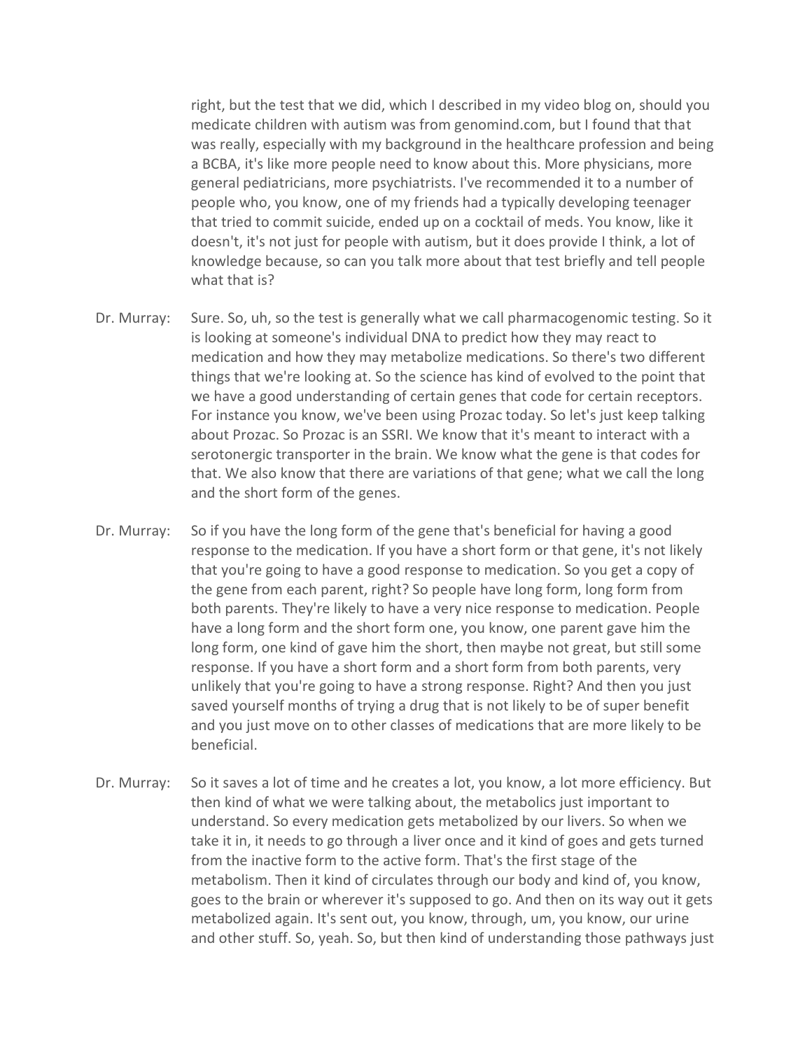right, but the test that we did, which I described in my video blog on, should you medicate children with autism was from genomind.com, but I found that that was really, especially with my background in the healthcare profession and being a BCBA, it's like more people need to know about this. More physicians, more general pediatricians, more psychiatrists. I've recommended it to a number of people who, you know, one of my friends had a typically developing teenager that tried to commit suicide, ended up on a cocktail of meds. You know, like it doesn't, it's not just for people with autism, but it does provide I think, a lot of knowledge because, so can you talk more about that test briefly and tell people what that is?

Dr. Murray: Sure. So, uh, so the test is generally what we call pharmacogenomic testing. So it is looking at someone's individual DNA to predict how they may react to medication and how they may metabolize medications. So there's two different things that we're looking at. So the science has kind of evolved to the point that we have a good understanding of certain genes that code for certain receptors. For instance you know, we've been using Prozac today. So let's just keep talking about Prozac. So Prozac is an SSRI. We know that it's meant to interact with a serotonergic transporter in the brain. We know what the gene is that codes for that. We also know that there are variations of that gene; what we call the long and the short form of the genes.

Dr. Murray: So if you have the long form of the gene that's beneficial for having a good response to the medication. If you have a short form or that gene, it's not likely that you're going to have a good response to medication. So you get a copy of the gene from each parent, right? So people have long form, long form from both parents. They're likely to have a very nice response to medication. People have a long form and the short form one, you know, one parent gave him the long form, one kind of gave him the short, then maybe not great, but still some response. If you have a short form and a short form from both parents, very unlikely that you're going to have a strong response. Right? And then you just saved yourself months of trying a drug that is not likely to be of super benefit and you just move on to other classes of medications that are more likely to be beneficial.

Dr. Murray: So it saves a lot of time and he creates a lot, you know, a lot more efficiency. But then kind of what we were talking about, the metabolics just important to understand. So every medication gets metabolized by our livers. So when we take it in, it needs to go through a liver once and it kind of goes and gets turned from the inactive form to the active form. That's the first stage of the metabolism. Then it kind of circulates through our body and kind of, you know, goes to the brain or wherever it's supposed to go. And then on its way out it gets metabolized again. It's sent out, you know, through, um, you know, our urine and other stuff. So, yeah. So, but then kind of understanding those pathways just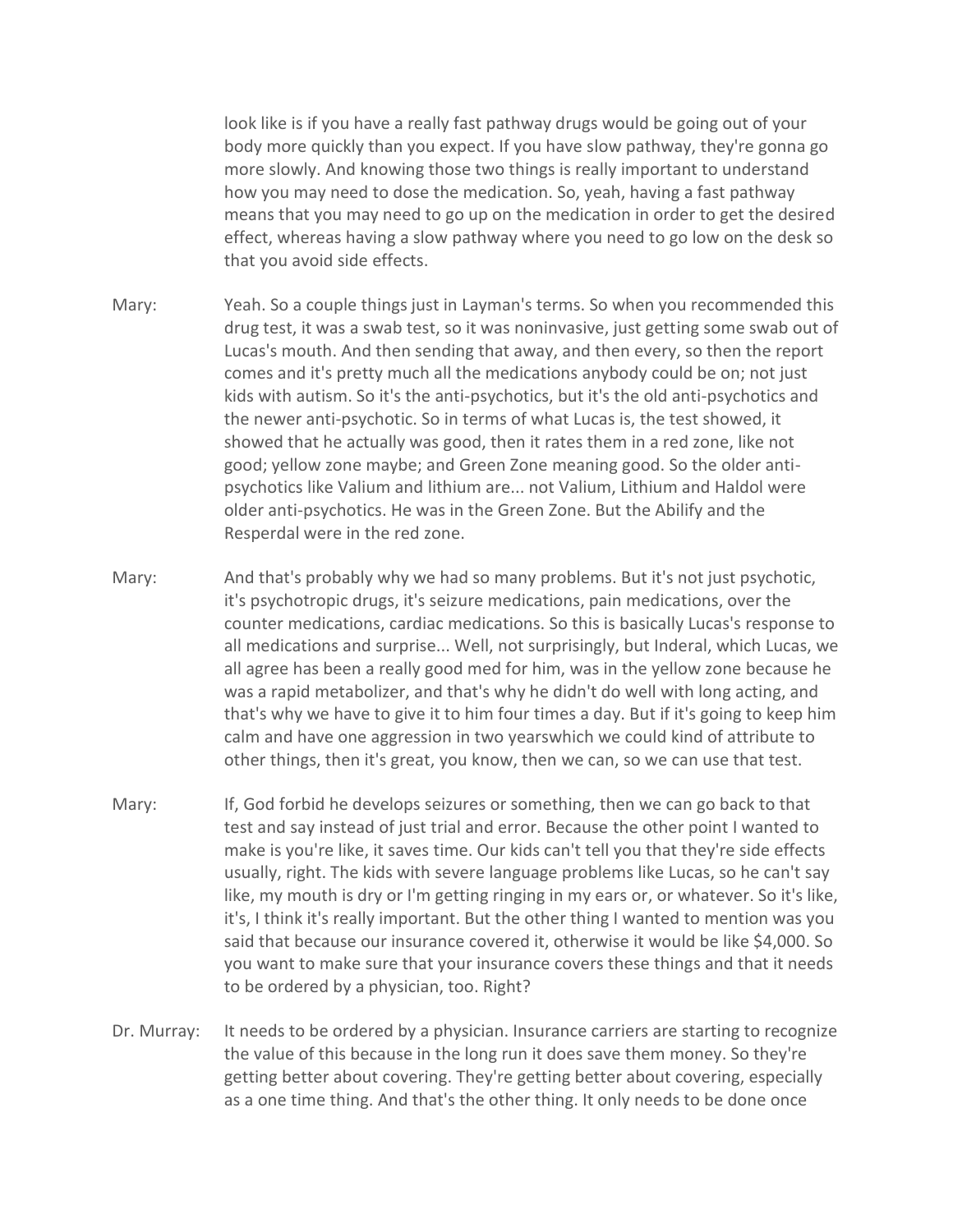look like is if you have a really fast pathway drugs would be going out of your body more quickly than you expect. If you have slow pathway, they're gonna go more slowly. And knowing those two things is really important to understand how you may need to dose the medication. So, yeah, having a fast pathway means that you may need to go up on the medication in order to get the desired effect, whereas having a slow pathway where you need to go low on the desk so that you avoid side effects.

Mary: Yeah. So a couple things just in Layman's terms. So when you recommended this drug test, it was a swab test, so it was noninvasive, just getting some swab out of Lucas's mouth. And then sending that away, and then every, so then the report comes and it's pretty much all the medications anybody could be on; not just kids with autism. So it's the anti-psychotics, but it's the old anti-psychotics and the newer anti-psychotic. So in terms of what Lucas is, the test showed, it showed that he actually was good, then it rates them in a red zone, like not good; yellow zone maybe; and Green Zone meaning good. So the older anti-psychotics like Valium and lithium are... not Valium, Lithium and Haldol were older anti-psychotics. He was in the Green Zone. But the Abilify and the Resperdal were in the red zone.

Mary: And that's probably why we had so many problems. But it's not just psychotic, it's psychotropic drugs, it's seizure medications, pain medications, over the counter medications, cardiac medications. So this is basically Lucas's response to all medications and surprise... Well, not surprisingly, but Inderal, which Lucas, we all agree has been a really good med for him, was in the yellow zone because he was a rapid metabolizer, and that's why he didn't do well with long acting, and that's why we have to give it to him four times a day. But if it's going to keep him calm and have one aggression in two yearswhich we could kind of attribute to other things, then it's great, you know, then we can, so we can use that test.

Mary: If, God forbid he develops seizures or something, then we can go back to that test and say instead of just trial and error. Because the other point I wanted to make is you're like, it saves time. Our kids can't tell you that they're side effects usually, right. The kids with severe language problems like Lucas, so he can't say like, my mouth is dry or I'm getting ringing in my ears or, or whatever. So it's like, it's, I think it's really important. But the other thing I wanted to mention was you said that because our insurance covered it, otherwise it would be like $4,000. So you want to make sure that your insurance covers these things and that it needs to be ordered by a physician, too. Right?

Dr. Murray: It needs to be ordered by a physician. Insurance carriers are starting to recognize the value of this because in the long run it does save them money. So they're getting better about covering. They're getting better about covering, especially as a one time thing. And that's the other thing. It only needs to be done once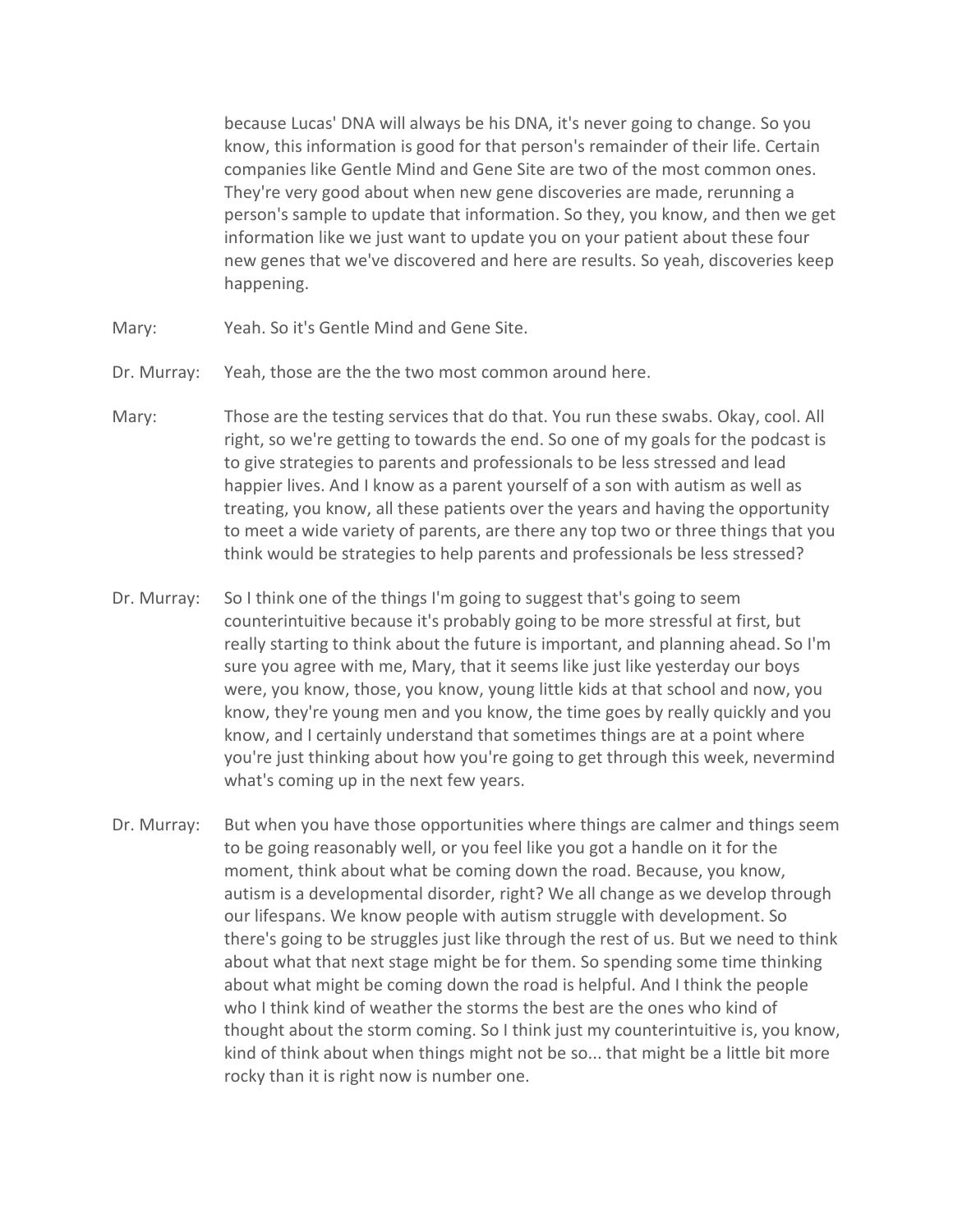because Lucas' DNA will always be his DNA, it's never going to change. So you know, this information is good for that person's remainder of their life. Certain companies like Gentle Mind and Gene Site are two of the most common ones. They're very good about when new gene discoveries are made, rerunning a person's sample to update that information. So they, you know, and then we get information like we just want to update you on your patient about these four new genes that we've discovered and here are results. So yeah, discoveries keep happening.

Mary: Yeah. So it's Gentle Mind and Gene Site.

Dr. Murray: Yeah, those are the the two most common around here.

Mary: Those are the testing services that do that. You run these swabs. Okay, cool. All right, so we're getting to towards the end. So one of my goals for the podcast is to give strategies to parents and professionals to be less stressed and lead happier lives. And I know as a parent yourself of a son with autism as well as treating, you know, all these patients over the years and having the opportunity to meet a wide variety of parents, are there any top two or three things that you think would be strategies to help parents and professionals be less stressed?

Dr. Murray: So I think one of the things I'm going to suggest that's going to seem counterintuitive because it's probably going to be more stressful at first, but really starting to think about the future is important, and planning ahead. So I'm sure you agree with me, Mary, that it seems like just like yesterday our boys were, you know, those, you know, young little kids at that school and now, you know, they're young men and you know, the time goes by really quickly and you know, and I certainly understand that sometimes things are at a point where you're just thinking about how you're going to get through this week, nevermind what's coming up in the next few years.

Dr. Murray: But when you have those opportunities where things are calmer and things seem to be going reasonably well, or you feel like you got a handle on it for the moment, think about what be coming down the road. Because, you know, autism is a developmental disorder, right? We all change as we develop through our lifespans. We know people with autism struggle with development. So there's going to be struggles just like through the rest of us. But we need to think about what that next stage might be for them. So spending some time thinking about what might be coming down the road is helpful. And I think the people who I think kind of weather the storms the best are the ones who kind of thought about the storm coming. So I think just my counterintuitive is, you know, kind of think about when things might not be so... that might be a little bit more rocky than it is right now is number one.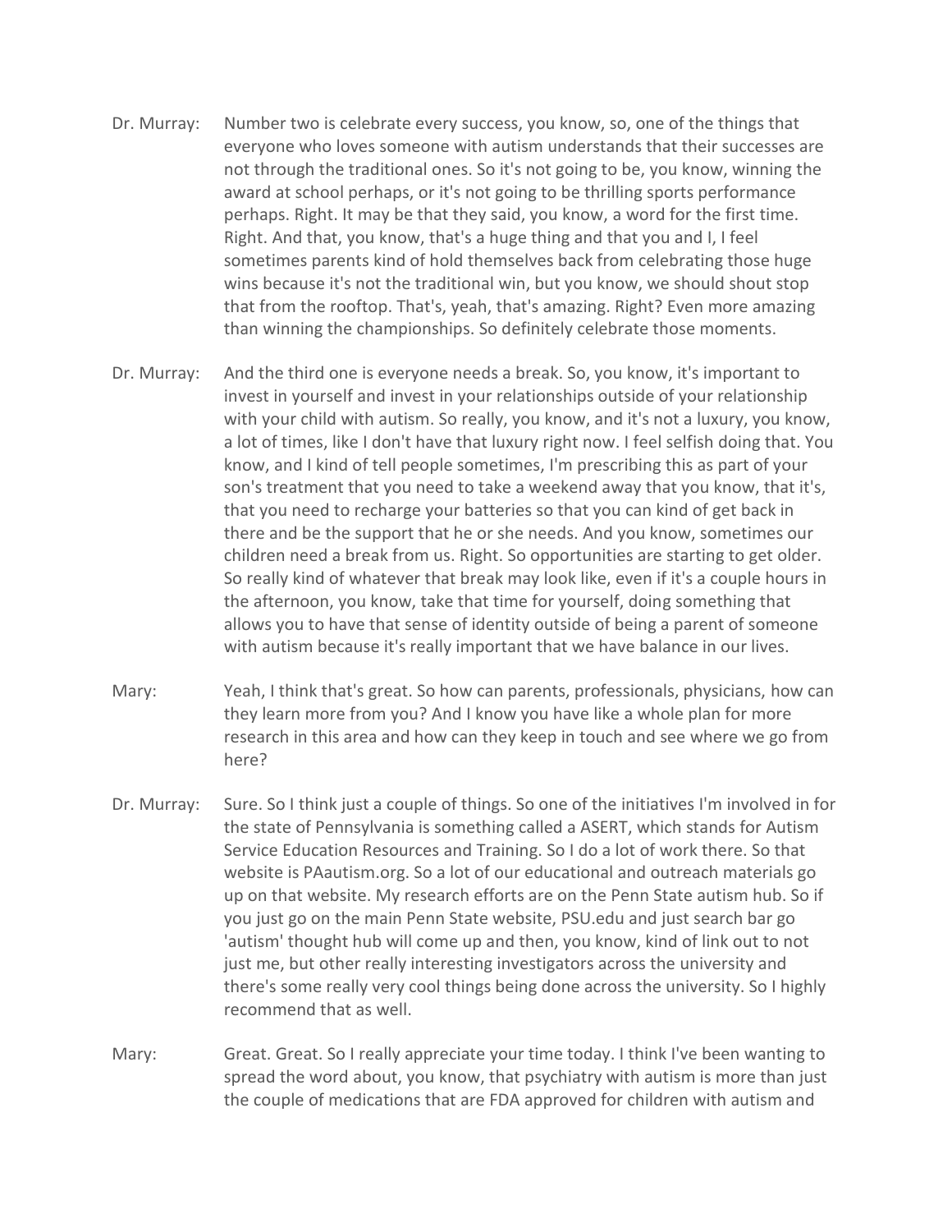Dr. Murray: Number two is celebrate every success, you know, so, one of the things that everyone who loves someone with autism understands that their successes are not through the traditional ones. So it's not going to be, you know, winning the award at school perhaps, or it's not going to be thrilling sports performance perhaps. Right. It may be that they said, you know, a word for the first time. Right. And that, you know, that's a huge thing and that you and I, I feel sometimes parents kind of hold themselves back from celebrating those huge wins because it's not the traditional win, but you know, we should shout stop that from the rooftop. That's, yeah, that's amazing. Right? Even more amazing than winning the championships. So definitely celebrate those moments.

Dr. Murray: And the third one is everyone needs a break. So, you know, it's important to invest in yourself and invest in your relationships outside of your relationship with your child with autism. So really, you know, and it's not a luxury, you know, a lot of times, like I don't have that luxury right now. I feel selfish doing that. You know, and I kind of tell people sometimes, I'm prescribing this as part of your son's treatment that you need to take a weekend away that you know, that it's, that you need to recharge your batteries so that you can kind of get back in there and be the support that he or she needs. And you know, sometimes our children need a break from us. Right. So opportunities are starting to get older. So really kind of whatever that break may look like, even if it's a couple hours in the afternoon, you know, take that time for yourself, doing something that allows you to have that sense of identity outside of being a parent of someone with autism because it's really important that we have balance in our lives.

Mary: Yeah, I think that's great. So how can parents, professionals, physicians, how can they learn more from you? And I know you have like a whole plan for more research in this area and how can they keep in touch and see where we go from here?

Dr. Murray: Sure. So I think just a couple of things. So one of the initiatives I'm involved in for the state of Pennsylvania is something called a ASERT, which stands for Autism Service Education Resources and Training. So I do a lot of work there. So that website is PAautism.org. So a lot of our educational and outreach materials go up on that website. My research efforts are on the Penn State autism hub. So if you just go on the main Penn State website, PSU.edu and just search bar go 'autism' thought hub will come up and then, you know, kind of link out to not just me, but other really interesting investigators across the university and there's some really very cool things being done across the university. So I highly recommend that as well.

Mary: Great. Great. So I really appreciate your time today. I think I've been wanting to spread the word about, you know, that psychiatry with autism is more than just the couple of medications that are FDA approved for children with autism and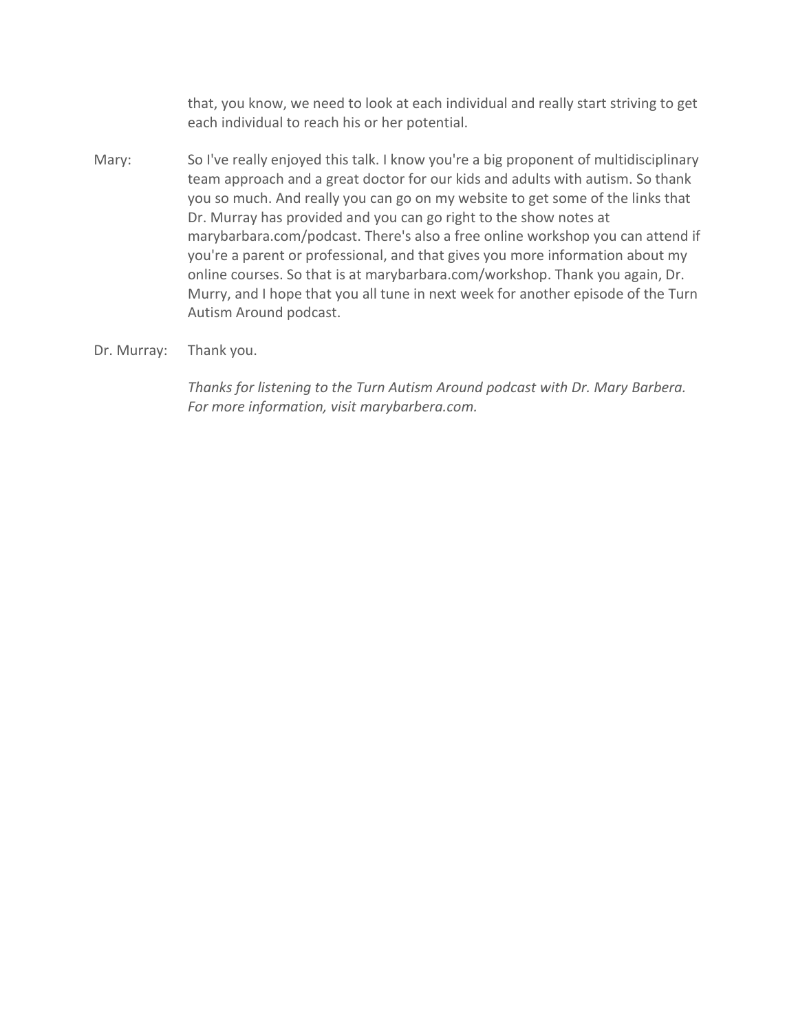that, you know, we need to look at each individual and really start striving to get each individual to reach his or her potential.

Mary: So I've really enjoyed this talk. I know you're a big proponent of multidisciplinary team approach and a great doctor for our kids and adults with autism. So thank you so much. And really you can go on my website to get some of the links that Dr. Murray has provided and you can go right to the show notes at marybarbara.com/podcast. There's also a free online workshop you can attend if you're a parent or professional, and that gives you more information about my online courses. So that is at marybarbara.com/workshop. Thank you again, Dr. Murry, and I hope that you all tune in next week for another episode of the Turn Autism Around podcast.

Dr. Murray: Thank you.

*Thanks for listening to the Turn Autism Around podcast with Dr. Mary Barbera. For more information, visit marybarbera.com.*